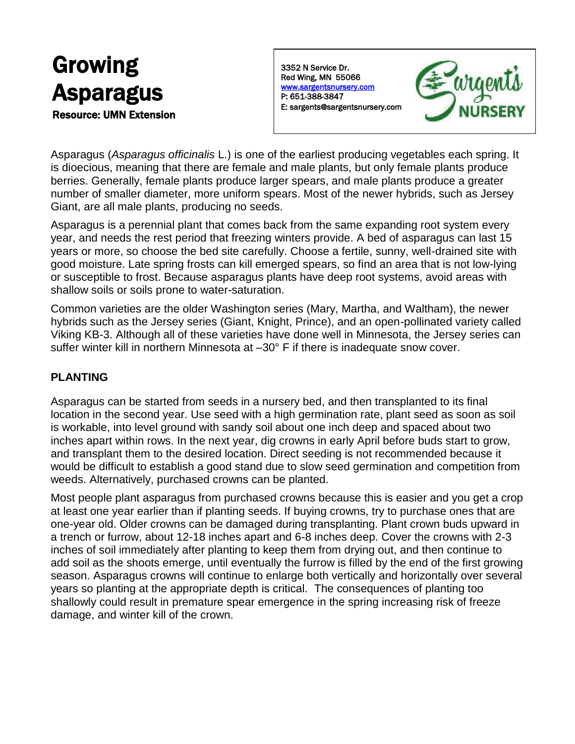# Growing Asparagus

**Resource: UMN Extension**

3352 N Service Dr.
Red Wing, MN 55066
www.sargentsnursery.com
P: 651-388-3847
E: sargents@sargentsnursery.com

Asparagus (*Asparagus officinalis* L.) is one of the earliest producing vegetables each spring. It is dioecious, meaning that there are female and male plants, but only female plants produce berries. Generally, female plants produce larger spears, and male plants produce a greater number of smaller diameter, more uniform spears. Most of the newer hybrids, such as Jersey Giant, are all male plants, producing no seeds.

Asparagus is a perennial plant that comes back from the same expanding root system every year, and needs the rest period that freezing winters provide. A bed of asparagus can last 15 years or more, so choose the bed site carefully. Choose a fertile, sunny, well-drained site with good moisture. Late spring frosts can kill emerged spears, so find an area that is not low-lying or susceptible to frost. Because asparagus plants have deep root systems, avoid areas with shallow soils or soils prone to water-saturation.

Common varieties are the older Washington series (Mary, Martha, and Waltham), the newer hybrids such as the Jersey series (Giant, Knight, Prince), and an open-pollinated variety called Viking KB-3. Although all of these varieties have done well in Minnesota, the Jersey series can suffer winter kill in northern Minnesota at –30° F if there is inadequate snow cover.

## PLANTING

Asparagus can be started from seeds in a nursery bed, and then transplanted to its final location in the second year. Use seed with a high germination rate, plant seed as soon as soil is workable, into level ground with sandy soil about one inch deep and spaced about two inches apart within rows. In the next year, dig crowns in early April before buds start to grow, and transplant them to the desired location. Direct seeding is not recommended because it would be difficult to establish a good stand due to slow seed germination and competition from weeds. Alternatively, purchased crowns can be planted.

Most people plant asparagus from purchased crowns because this is easier and you get a crop at least one year earlier than if planting seeds. If buying crowns, try to purchase ones that are one-year old. Older crowns can be damaged during transplanting. Plant crown buds upward in a trench or furrow, about 12-18 inches apart and 6-8 inches deep. Cover the crowns with 2-3 inches of soil immediately after planting to keep them from drying out, and then continue to add soil as the shoots emerge, until eventually the furrow is filled by the end of the first growing season. Asparagus crowns will continue to enlarge both vertically and horizontally over several years so planting at the appropriate depth is critical. The consequences of planting too shallowly could result in premature spear emergence in the spring increasing risk of freeze damage, and winter kill of the crown.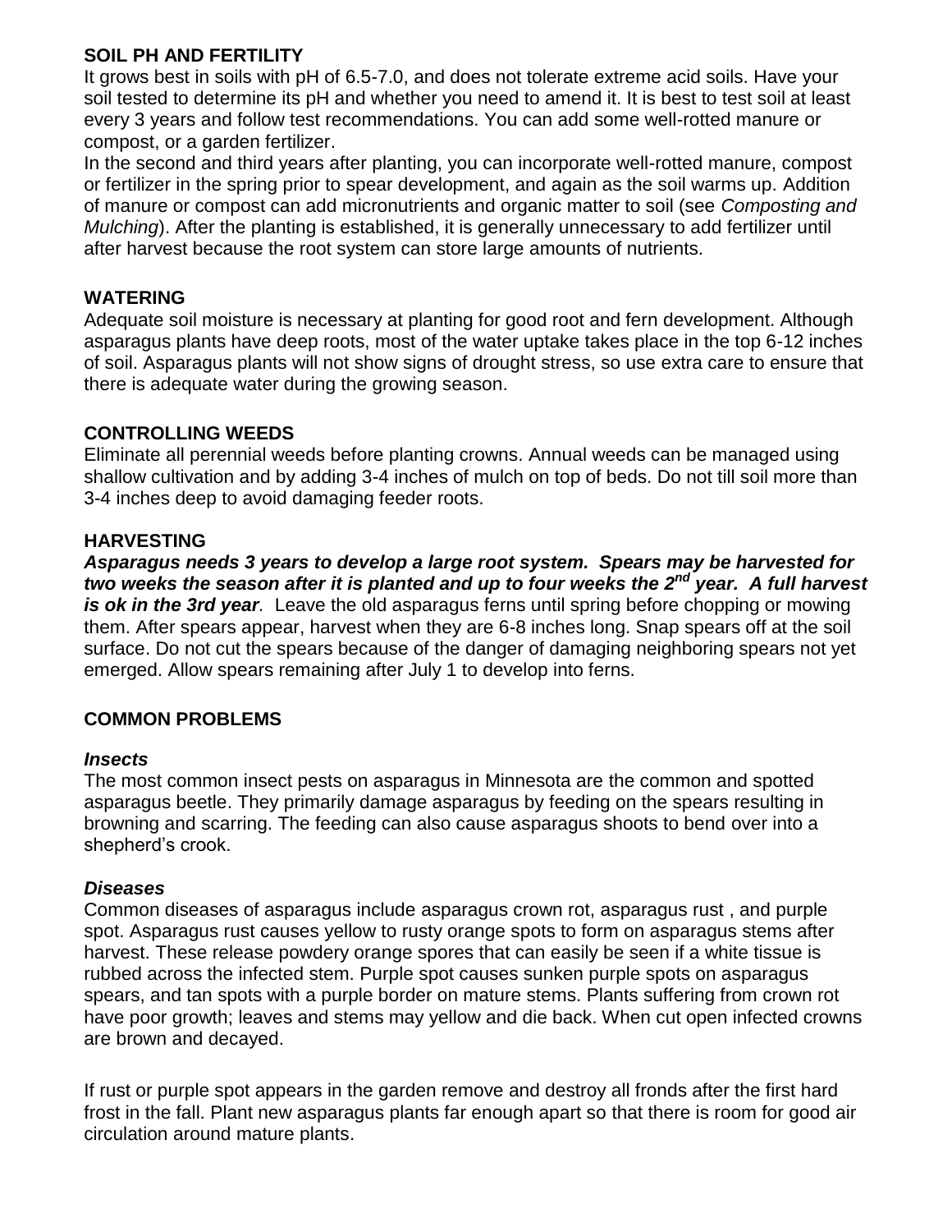## SOIL PH AND FERTILITY

It grows best in soils with pH of 6.5-7.0, and does not tolerate extreme acid soils. Have your soil tested to determine its pH and whether you need to amend it. It is best to test soil at least every 3 years and follow test recommendations. You can add some well-rotted manure or compost, or a garden fertilizer.

In the second and third years after planting, you can incorporate well-rotted manure, compost or fertilizer in the spring prior to spear development, and again as the soil warms up. Addition of manure or compost can add micronutrients and organic matter to soil (see *Composting and Mulching*). After the planting is established, it is generally unnecessary to add fertilizer until after harvest because the root system can store large amounts of nutrients.

## WATERING

Adequate soil moisture is necessary at planting for good root and fern development. Although asparagus plants have deep roots, most of the water uptake takes place in the top 6-12 inches of soil. Asparagus plants will not show signs of drought stress, so use extra care to ensure that there is adequate water during the growing season.

## CONTROLLING WEEDS

Eliminate all perennial weeds before planting crowns. Annual weeds can be managed using shallow cultivation and by adding 3-4 inches of mulch on top of beds. Do not till soil more than 3-4 inches deep to avoid damaging feeder roots.

## HARVESTING

***Asparagus needs 3 years to develop a large root system. Spears may be harvested for two weeks the season after it is planted and up to four weeks the 2nd year. A full harvest is ok in the 3rd year*.** Leave the old asparagus ferns until spring before chopping or mowing them. After spears appear, harvest when they are 6-8 inches long. Snap spears off at the soil surface. Do not cut the spears because of the danger of damaging neighboring spears not yet emerged. Allow spears remaining after July 1 to develop into ferns.

## COMMON PROBLEMS

### *Insects*

The most common insect pests on asparagus in Minnesota are the common and spotted asparagus beetle. They primarily damage asparagus by feeding on the spears resulting in browning and scarring. The feeding can also cause asparagus shoots to bend over into a shepherd's crook.

### *Diseases*

Common diseases of asparagus include asparagus crown rot, asparagus rust , and purple spot. Asparagus rust causes yellow to rusty orange spots to form on asparagus stems after harvest. These release powdery orange spores that can easily be seen if a white tissue is rubbed across the infected stem. Purple spot causes sunken purple spots on asparagus spears, and tan spots with a purple border on mature stems. Plants suffering from crown rot have poor growth; leaves and stems may yellow and die back. When cut open infected crowns are brown and decayed.

If rust or purple spot appears in the garden remove and destroy all fronds after the first hard frost in the fall. Plant new asparagus plants far enough apart so that there is room for good air circulation around mature plants.